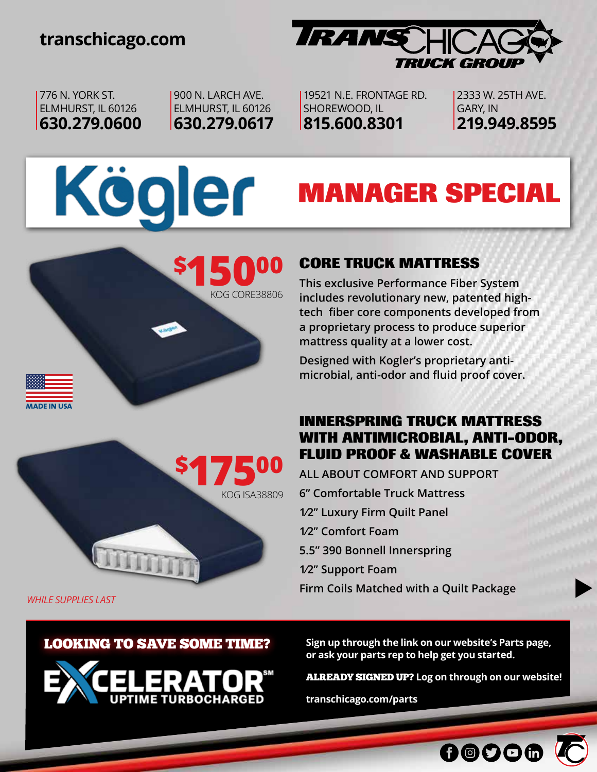transchicago.com

TRANSCHICAGO TRUCK GROUP

776 N. YORK ST.
ELMHURST, IL 60126
**630.279.0600**

900 N. LARCH AVE.
ELMHURST, IL 60126
**630.279.0617**

19521 N.E. FRONTAGE RD.
SHOREWOOD, IL
**815.600.8301**

2333 W. 25TH AVE.
GARY, IN
**219.949.8595**

# Kögler MANAGER SPECIAL

**$150.00**
KOG CORE38806

MADE IN USA

## CORE TRUCK MATTRESS

This exclusive Performance Fiber System includes revolutionary new, patented high-tech fiber core components developed from a proprietary process to produce superior mattress quality at a lower cost.

Designed with Kogler's proprietary anti-microbial, anti-odor and fluid proof cover.

**$175.00**
KOG ISA38809

## INNERSPRING TRUCK MATTRESS WITH ANTIMICROBIAL, ANTI-ODOR, FLUID PROOF & WASHABLE COVER

ALL ABOUT COMFORT AND SUPPORT

6" Comfortable Truck Mattress

1⁄2" Luxury Firm Quilt Panel

1⁄2" Comfort Foam

5.5" 390 Bonnell Innerspring

1⁄2" Support Foam

Firm Coils Matched with a Quilt Package

*WHILE SUPPLIES LAST*

**LOOKING TO SAVE SOME TIME?**

EXCELERATOR℠ UPTIME TURBOCHARGED

**Sign up through the link on our website's Parts page, or ask your parts rep to help get you started.**

**ALREADY SIGNED UP? Log on through on our website!**

**transchicago.com/parts**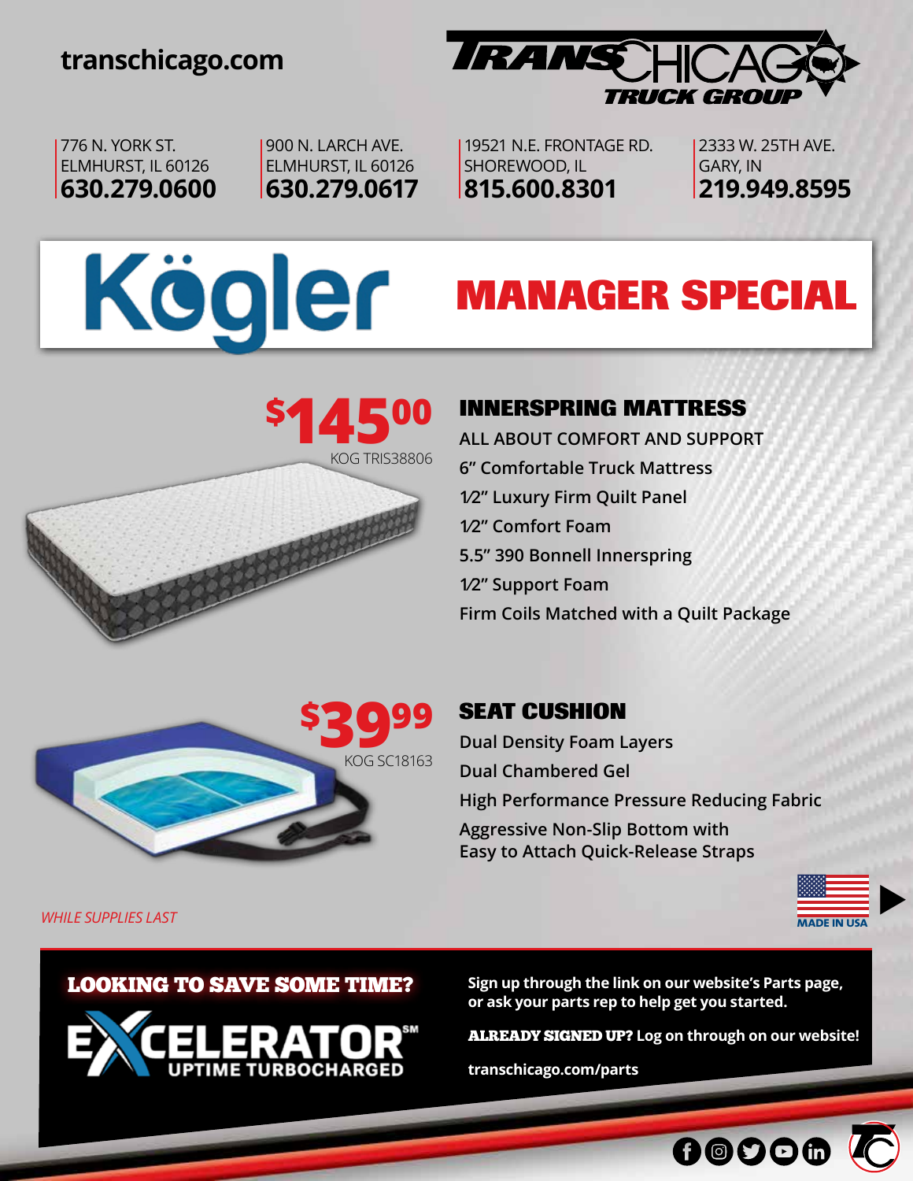transchicago.com

TRANSCHICAGO TRUCK GROUP

776 N. YORK ST.
ELMHURST, IL 60126
**630.279.0600**

900 N. LARCH AVE.
ELMHURST, IL 60126
**630.279.0617**

19521 N.E. FRONTAGE RD.
SHOREWOOD, IL
**815.600.8301**

2333 W. 25TH AVE.
GARY, IN
**219.949.8595**

# Kögler MANAGER SPECIAL

**$145.00**
KOG TRIS38806

## INNERSPRING MATTRESS

ALL ABOUT COMFORT AND SUPPORT

- 6" Comfortable Truck Mattress
- 1⁄2" Luxury Firm Quilt Panel
- 1⁄2" Comfort Foam
- 5.5" 390 Bonnell Innerspring
- 1⁄2" Support Foam
- Firm Coils Matched with a Quilt Package

**$39.99**
KOG SC18163

## SEAT CUSHION

- Dual Density Foam Layers
- Dual Chambered Gel
- High Performance Pressure Reducing Fabric
- Aggressive Non-Slip Bottom with Easy to Attach Quick-Release Straps

*WHILE SUPPLIES LAST*

MADE IN USA

## LOOKING TO SAVE SOME TIME?

EXCELERATOR℠ UPTIME TURBOCHARGED

**Sign up through the link on our website's Parts page, or ask your parts rep to help get you started.**

**ALREADY SIGNED UP? Log on through on our website!**

**transchicago.com/parts**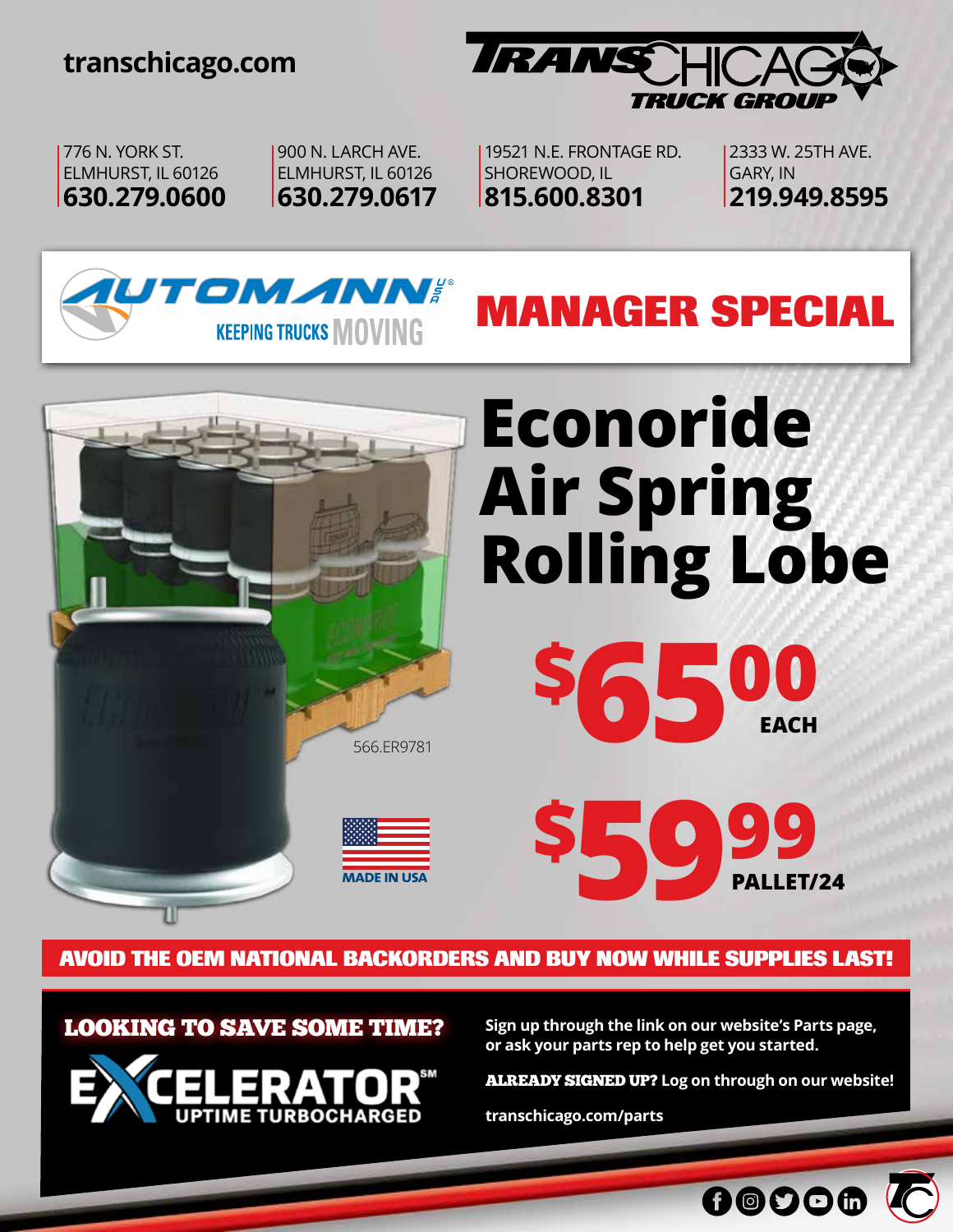transchicago.com

# TRANS CHICAGO TRUCK GROUP

776 N. YORK ST.
ELMHURST, IL 60126
**630.279.0600**

900 N. LARCH AVE.
ELMHURST, IL 60126
**630.279.0617**

19521 N.E. FRONTAGE RD.
SHOREWOOD, IL
**815.600.8301**

2333 W. 25TH AVE.
GARY, IN
**219.949.8595**

AUTOMANN USA® KEEPING TRUCKS MOVING

## MANAGER SPECIAL

# Econoride Air Spring Rolling Lobe

566.ER9781

MADE IN USA

**$65.00 EACH**

**$59.99 PALLET/24**

**AVOID THE OEM NATIONAL BACKORDERS AND BUY NOW WHILE SUPPLIES LAST!**

**LOOKING TO SAVE SOME TIME?**

EXCELERATOR℠ UPTIME TURBOCHARGED

**Sign up through the link on our website's Parts page, or ask your parts rep to help get you started.**

**ALREADY SIGNED UP?** Log on through on our website!

transchicago.com/parts